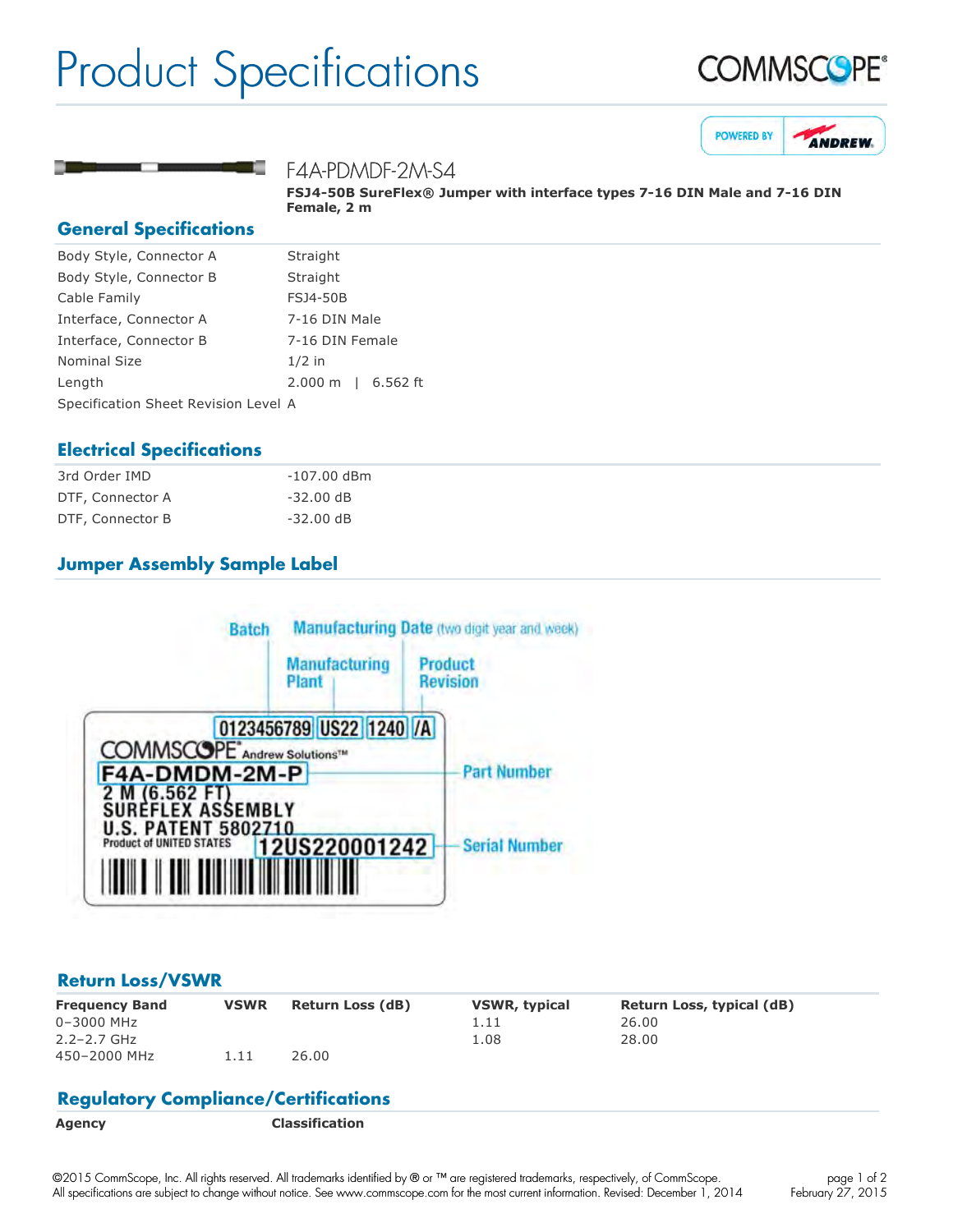# Product Specifications

## F4A-PDMDF-2M-S4

**FSJ4-50B SureFlex® Jumper with interface types 7-16 DIN Male and 7-16 DIN Female, 2 m**

## General Specifications

| | |
|---|---|
| Body Style, Connector A | Straight |
| Body Style, Connector B | Straight |
| Cable Family | FSJ4-50B |
| Interface, Connector A | 7-16 DIN Male |
| Interface, Connector B | 7-16 DIN Female |
| Nominal Size | 1/2 in |
| Length | 2.000 m \| 6.562 ft |
| Specification Sheet Revision Level | A |

## Electrical Specifications

| | |
|---|---|
| 3rd Order IMD | -107.00 dBm |
| DTF, Connector A | -32.00 dB |
| DTF, Connector B | -32.00 dB |

## Jumper Assembly Sample Label

Batch
Manufacturing Date (two digit year and week)
Manufacturing Plant
Product Revision

0123456789 US22 1240 /A
COMMSCOPE® Andrew Solutions™
F4A-DMDM-2M-P
2 M (6.562 FT)
SUREFLEX ASSEMBLY
U.S. PATENT 5802710
Product of UNITED STATES
12US220001242

Part Number
Serial Number

## Return Loss/VSWR

| Frequency Band | VSWR | Return Loss (dB) | VSWR, typical | Return Loss, typical (dB) |
|---|---|---|---|---|
| 0–3000 MHz | | | 1.11 | 26.00 |
| 2.2–2.7 GHz | | | 1.08 | 28.00 |
| 450–2000 MHz | 1.11 | 26.00 | | |

## Regulatory Compliance/Certifications

| Agency | Classification |
|---|---|

©2015 CommScope, Inc. All rights reserved. All trademarks identified by ® or ™ are registered trademarks, respectively, of CommScope. All specifications are subject to change without notice. See www.commscope.com for the most current information. Revised: December 1, 2014

February 27, 2015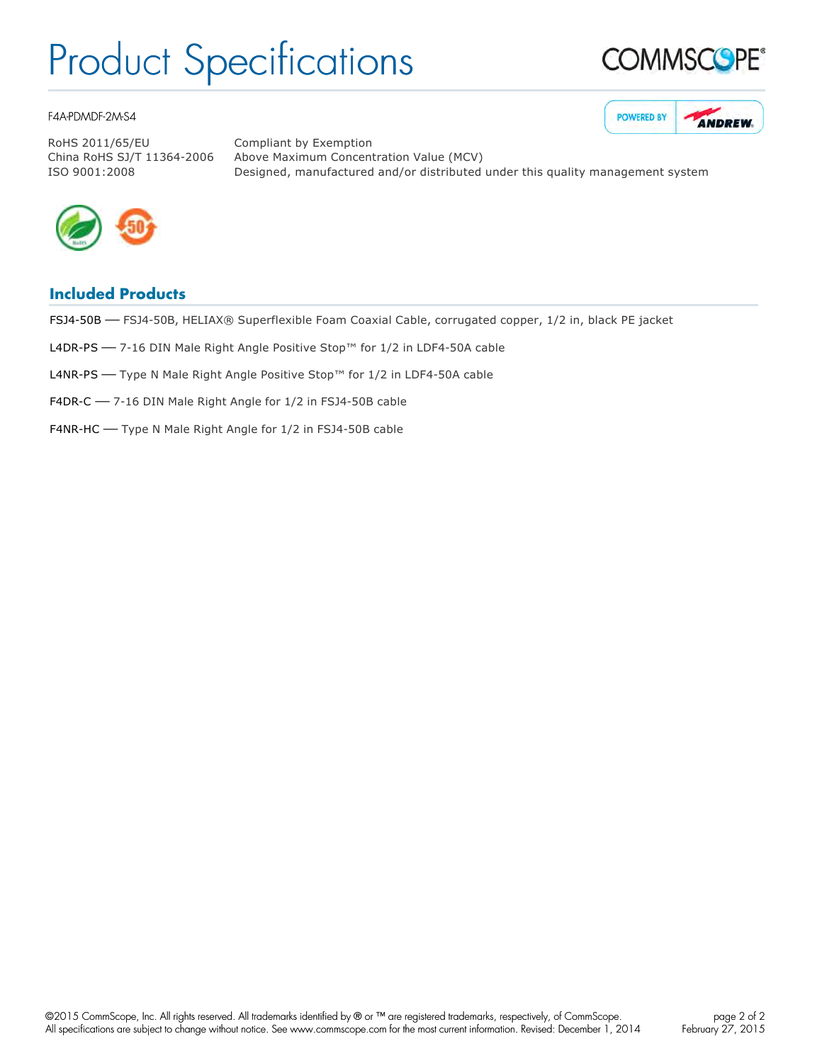# Product Specifications

F4A-PDMDF-2M-S4

| | |
|---|---|
| RoHS 2011/65/EU | Compliant by Exemption |
| China RoHS SJ/T 11364-2006 | Above Maximum Concentration Value (MCV) |
| ISO 9001:2008 | Designed, manufactured and/or distributed under this quality management system |

## Included Products

FSJ4-50B — FSJ4-50B, HELIAX® Superflexible Foam Coaxial Cable, corrugated copper, 1/2 in, black PE jacket

L4DR-PS — 7-16 DIN Male Right Angle Positive Stop™ for 1/2 in LDF4-50A cable

L4NR-PS — Type N Male Right Angle Positive Stop™ for 1/2 in LDF4-50A cable

F4DR-C — 7-16 DIN Male Right Angle for 1/2 in FSJ4-50B cable

F4NR-HC — Type N Male Right Angle for 1/2 in FSJ4-50B cable

©2015 CommScope, Inc. All rights reserved. All trademarks identified by ® or ™ are registered trademarks, respectively, of CommScope. All specifications are subject to change without notice. See www.commscope.com for the most current information. Revised: December 1, 2014

February 27, 2015